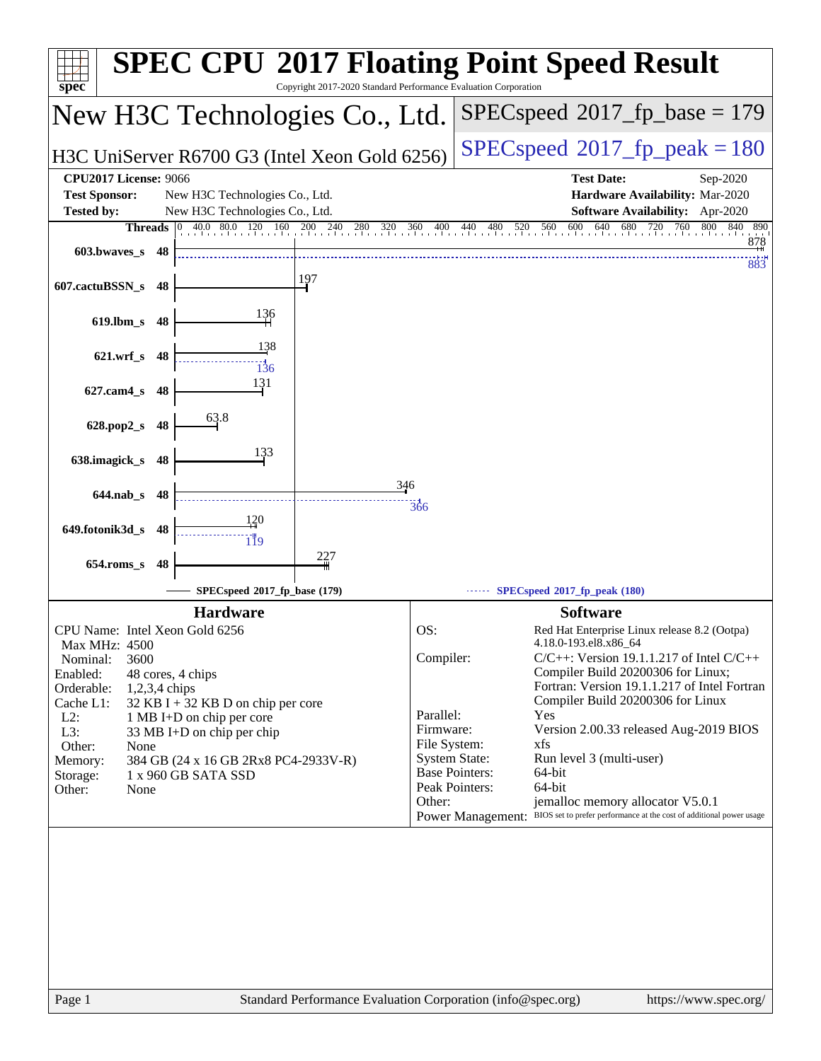# SPEC CPU 2017 Floating Point Speed Result

Copyright 2017-2020 Standard Performance Evaluation Corporation

## New H3C Technologies Co., Ltd.

H3C UniServer R6700 G3 (Intel Xeon Gold 6256)

**SPECspeed 2017_fp_base = 179**

**SPECspeed 2017_fp_peak = 180**

| | | | |
|---|---|---|---|
| **CPU2017 License:** | 9066 | **Test Date:** | Sep-2020 |
| **Test Sponsor:** | New H3C Technologies Co., Ltd. | **Hardware Availability:** | Mar-2020 |
| **Tested by:** | New H3C Technologies Co., Ltd. | **Software Availability:** | Apr-2020 |

| Benchmark | Threads | Base | Peak |
|---|---|---|---|
| 603.bwaves_s | 48 | 878 | 883 |
| 607.cactuBSSN_s | 48 | 197 | |
| 619.lbm_s | 48 | 136 | |
| 621.wrf_s | 48 | 138 | 136 |
| 627.cam4_s | 48 | 131 | |
| 628.pop2_s | 48 | 63.8 | |
| 638.imagick_s | 48 | 133 | |
| 644.nab_s | 48 | 346 | 366 |
| 649.fotonik3d_s | 48 | 120 | 119 |
| 654.roms_s | 48 | 227 | |

SPECspeed 2017_fp_base (179) — SPECspeed 2017_fp_peak (180)

### Hardware

| | |
|---|---|
| CPU Name: | Intel Xeon Gold 6256 |
| Max MHz: | 4500 |
| Nominal: | 3600 |
| Enabled: | 48 cores, 4 chips |
| Orderable: | 1,2,3,4 chips |
| Cache L1: | 32 KB I + 32 KB D on chip per core |
| L2: | 1 MB I+D on chip per core |
| L3: | 33 MB I+D on chip per chip |
| Other: | None |
| Memory: | 384 GB (24 x 16 GB 2Rx8 PC4-2933V-R) |
| Storage: | 1 x 960 GB SATA SSD |
| Other: | None |

### Software

| | |
|---|---|
| OS: | Red Hat Enterprise Linux release 8.2 (Ootpa) 4.18.0-193.el8.x86_64 |
| Compiler: | C/C++: Version 19.1.1.217 of Intel C/C++ Compiler Build 20200306 for Linux; Fortran: Version 19.1.1.217 of Intel Fortran Compiler Build 20200306 for Linux |
| Parallel: | Yes |
| Firmware: | Version 2.00.33 released Aug-2019 BIOS |
| File System: | xfs |
| System State: | Run level 3 (multi-user) |
| Base Pointers: | 64-bit |
| Peak Pointers: | 64-bit |
| Other: | jemalloc memory allocator V5.0.1 |
| Power Management: | BIOS set to prefer performance at the cost of additional power usage |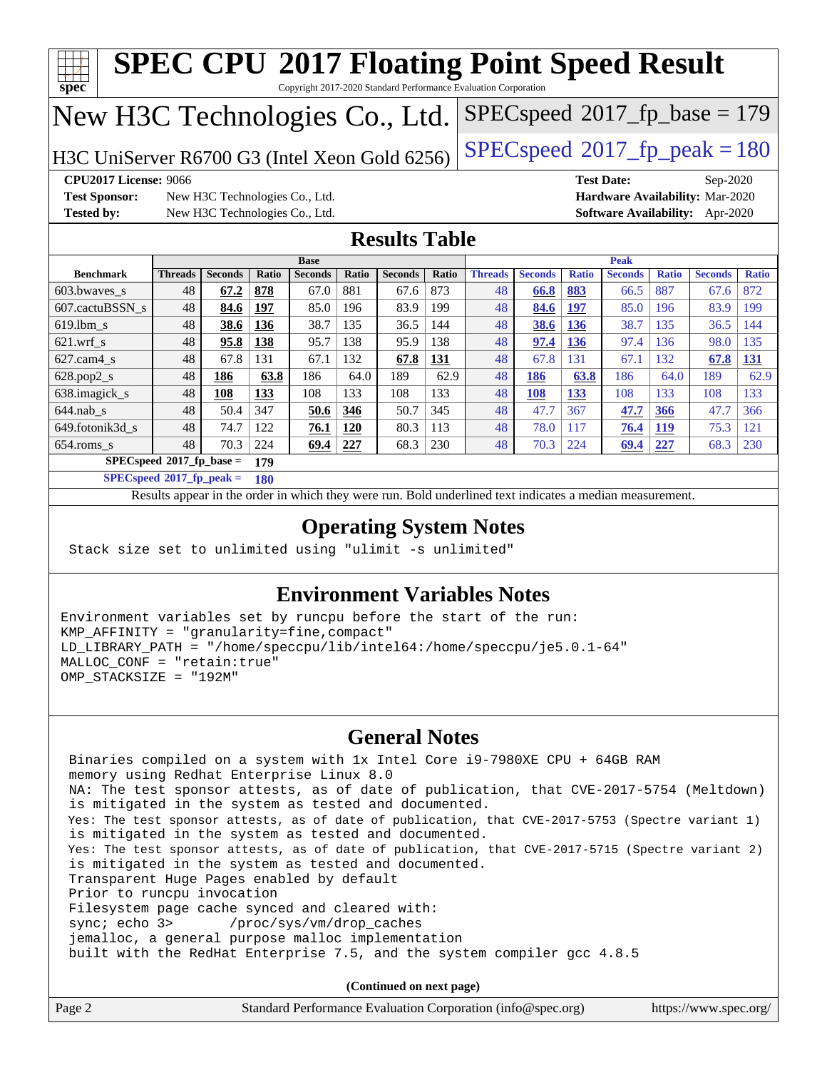# SPEC CPU 2017 Floating Point Speed Result

Copyright 2017-2020 Standard Performance Evaluation Corporation

## New H3C Technologies Co., Ltd.

H3C UniServer R6700 G3 (Intel Xeon Gold 6256)

SPECspeed 2017_fp_base = 179

SPECspeed 2017_fp_peak = 180

**CPU2017 License:** 9066
**Test Sponsor:** New H3C Technologies Co., Ltd.
**Tested by:** New H3C Technologies Co., Ltd.
**Test Date:** Sep-2020
**Hardware Availability:** Mar-2020
**Software Availability:** Apr-2020

## Results Table

| | Base | | | | | | | Peak | | | | | | |
|---|---|---|---|---|---|---|---|---|---|---|---|---|---|---|
| **Benchmark** | **Threads** | **Seconds** | **Ratio** | **Seconds** | **Ratio** | **Seconds** | **Ratio** | **Threads** | **Seconds** | **Ratio** | **Seconds** | **Ratio** | **Seconds** | **Ratio** |
| 603.bwaves_s | 48 | **67.2** | **878** | 67.0 | 881 | 67.6 | 873 | 48 | **66.8** | **883** | 66.5 | 887 | 67.6 | 872 |
| 607.cactuBSSN_s | 48 | **84.6** | **197** | 85.0 | 196 | 83.9 | 199 | 48 | **84.6** | **197** | 85.0 | 196 | 83.9 | 199 |
| 619.lbm_s | 48 | **38.6** | **136** | 38.7 | 135 | 36.5 | 144 | 48 | **38.6** | **136** | 38.7 | 135 | 36.5 | 144 |
| 621.wrf_s | 48 | **95.8** | **138** | 95.7 | 138 | 95.9 | 138 | 48 | **97.4** | **136** | 97.4 | 136 | 98.0 | 135 |
| 627.cam4_s | 48 | 67.8 | 131 | 67.1 | 132 | **67.8** | **131** | 48 | 67.8 | 131 | 67.1 | 132 | **67.8** | **131** |
| 628.pop2_s | 48 | **186** | **63.8** | 186 | 64.0 | 189 | 62.9 | 48 | **186** | **63.8** | 186 | 64.0 | 189 | 62.9 |
| 638.imagick_s | 48 | **108** | **133** | 108 | 133 | 108 | 133 | 48 | **108** | **133** | 108 | 133 | 108 | 133 |
| 644.nab_s | 48 | 50.4 | 347 | **50.6** | **346** | 50.7 | 345 | 48 | 47.7 | 367 | **47.7** | **366** | 47.7 | 366 |
| 649.fotonik3d_s | 48 | 74.7 | 122 | **76.1** | **120** | 80.3 | 113 | 48 | 78.0 | 117 | **76.4** | **119** | 75.3 | 121 |
| 654.roms_s | 48 | 70.3 | 224 | **69.4** | **227** | 68.3 | 230 | 48 | 70.3 | 224 | **69.4** | **227** | 68.3 | 230 |

**SPECspeed 2017_fp_base = 179**

**SPECspeed 2017_fp_peak = 180**

Results appear in the order in which they were run. Bold underlined text indicates a median measurement.

## Operating System Notes

```
Stack size set to unlimited using "ulimit -s unlimited"
```

## Environment Variables Notes

```
Environment variables set by runcpu before the start of the run:
KMP_AFFINITY = "granularity=fine,compact"
LD_LIBRARY_PATH = "/home/speccpu/lib/intel64:/home/speccpu/je5.0.1-64"
MALLOC_CONF = "retain:true"
OMP_STACKSIZE = "192M"
```

## General Notes

```
Binaries compiled on a system with 1x Intel Core i9-7980XE CPU + 64GB RAM
memory using Redhat Enterprise Linux 8.0
NA: The test sponsor attests, as of date of publication, that CVE-2017-5754 (Meltdown)
is mitigated in the system as tested and documented.
Yes: The test sponsor attests, as of date of publication, that CVE-2017-5753 (Spectre variant 1)
is mitigated in the system as tested and documented.
Yes: The test sponsor attests, as of date of publication, that CVE-2017-5715 (Spectre variant 2)
is mitigated in the system as tested and documented.
Transparent Huge Pages enabled by default
Prior to runcpu invocation
Filesystem page cache synced and cleared with:
sync; echo 3>       /proc/sys/vm/drop_caches
jemalloc, a general purpose malloc implementation
built with the RedHat Enterprise 7.5, and the system compiler gcc 4.8.5
```

**(Continued on next page)**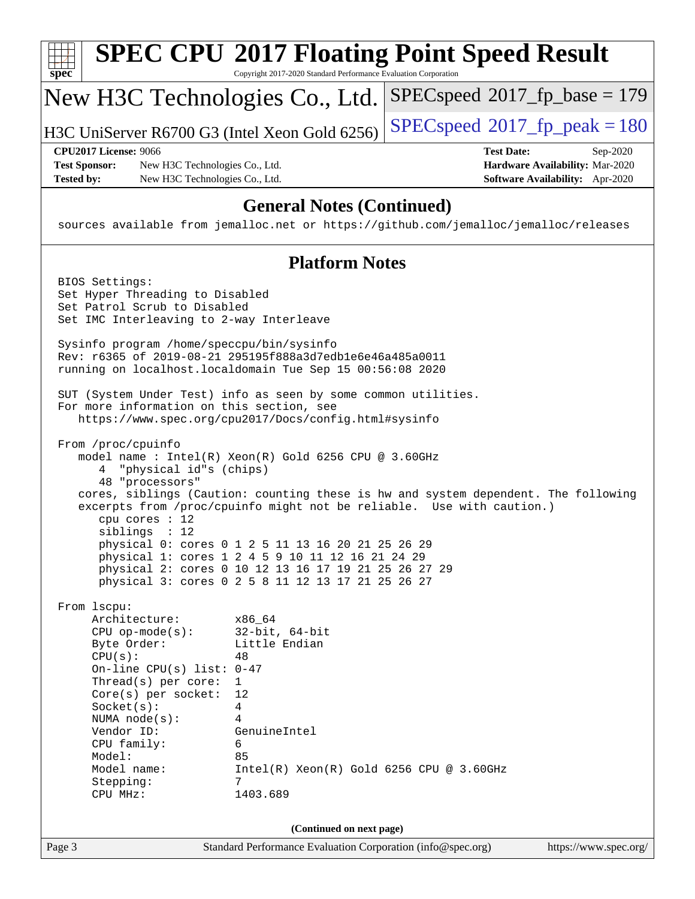# SPEC CPU 2017 Floating Point Speed Result

Copyright 2017-2020 Standard Performance Evaluation Corporation

## New H3C Technologies Co., Ltd.

H3C UniServer R6700 G3 (Intel Xeon Gold 6256)

SPECspeed 2017_fp_base = 179

SPECspeed 2017_fp_peak = 180

**CPU2017 License:** 9066
**Test Sponsor:** New H3C Technologies Co., Ltd.
**Tested by:** New H3C Technologies Co., Ltd.
**Test Date:** Sep-2020
**Hardware Availability:** Mar-2020
**Software Availability:** Apr-2020

### General Notes (Continued)

```
sources available from jemalloc.net or https://github.com/jemalloc/jemalloc/releases
```

### Platform Notes

```
BIOS Settings:
Set Hyper Threading to Disabled
Set Patrol Scrub to Disabled
Set IMC Interleaving to 2-way Interleave

Sysinfo program /home/speccpu/bin/sysinfo
Rev: r6365 of 2019-08-21 295195f888a3d7edb1e6e46a485a0011
running on localhost.localdomain Tue Sep 15 00:56:08 2020

SUT (System Under Test) info as seen by some common utilities.
For more information on this section, see
   https://www.spec.org/cpu2017/Docs/config.html#sysinfo

From /proc/cpuinfo
   model name : Intel(R) Xeon(R) Gold 6256 CPU @ 3.60GHz
      4  "physical id"s (chips)
      48 "processors"
   cores, siblings (Caution: counting these is hw and system dependent. The following
   excerpts from /proc/cpuinfo might not be reliable.  Use with caution.)
      cpu cores : 12
      siblings  : 12
      physical 0: cores 0 1 2 5 11 13 16 20 21 25 26 29
      physical 1: cores 1 2 4 5 9 10 11 12 16 21 24 29
      physical 2: cores 0 10 12 13 16 17 19 21 25 26 27 29
      physical 3: cores 0 2 5 8 11 12 13 17 21 25 26 27

From lscpu:
     Architecture:        x86_64
     CPU op-mode(s):      32-bit, 64-bit
     Byte Order:          Little Endian
     CPU(s):              48
     On-line CPU(s) list: 0-47
     Thread(s) per core:  1
     Core(s) per socket:  12
     Socket(s):           4
     NUMA node(s):        4
     Vendor ID:           GenuineIntel
     CPU family:          6
     Model:               85
     Model name:          Intel(R) Xeon(R) Gold 6256 CPU @ 3.60GHz
     Stepping:            7
     CPU MHz:             1403.689
```

(Continued on next page)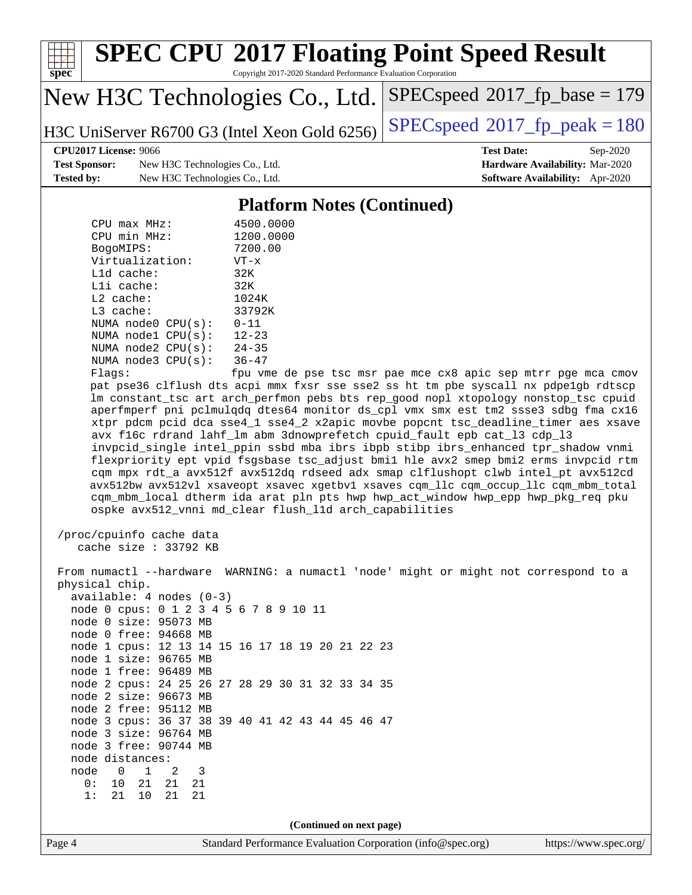# SPEC CPU 2017 Floating Point Speed Result

Copyright 2017-2020 Standard Performance Evaluation Corporation

**New H3C Technologies Co., Ltd.**

**H3C UniServer R6700 G3 (Intel Xeon Gold 6256)**

SPECspeed 2017_fp_base = 179

SPECspeed 2017_fp_peak = 180

**CPU2017 License:** 9066
**Test Sponsor:** New H3C Technologies Co., Ltd.
**Tested by:** New H3C Technologies Co., Ltd.

**Test Date:** Sep-2020
**Hardware Availability:** Mar-2020
**Software Availability:** Apr-2020

## Platform Notes (Continued)

```
     CPU max MHz:         4500.0000
     CPU min MHz:         1200.0000
     BogoMIPS:            7200.00
     Virtualization:      VT-x
     L1d cache:           32K
     L1i cache:           32K
     L2 cache:            1024K
     L3 cache:            33792K
     NUMA node0 CPU(s):   0-11
     NUMA node1 CPU(s):   12-23
     NUMA node2 CPU(s):   24-35
     NUMA node3 CPU(s):   36-47
     Flags:               fpu vme de pse tsc msr pae mce cx8 apic sep mtrr pge mca cmov
     pat pse36 clflush dts acpi mmx fxsr sse sse2 ss ht tm pbe syscall nx pdpe1gb rdtscp
     lm constant_tsc art arch_perfmon pebs bts rep_good nopl xtopology nonstop_tsc cpuid
     aperfmperf pni pclmulqdq dtes64 monitor ds_cpl vmx smx est tm2 ssse3 sdbg fma cx16
     xtpr pdcm pcid dca sse4_1 sse4_2 x2apic movbe popcnt tsc_deadline_timer aes xsave
     avx f16c rdrand lahf_lm abm 3dnowprefetch cpuid_fault epb cat_l3 cdp_l3
     invpcid_single intel_ppin ssbd mba ibrs ibpb stibp ibrs_enhanced tpr_shadow vnmi
     flexpriority ept vpid fsgsbase tsc_adjust bmi1 hle avx2 smep bmi2 erms invpcid rtm
     cqm mpx rdt_a avx512f avx512dq rdseed adx smap clflushopt clwb intel_pt avx512cd
     avx512bw avx512vl xsaveopt xsavec xgetbv1 xsaves cqm_llc cqm_occup_llc cqm_mbm_total
     cqm_mbm_local dtherm ida arat pln pts hwp hwp_act_window hwp_epp hwp_pkg_req pku
     ospke avx512_vnni md_clear flush_l1d arch_capabilities

 /proc/cpuinfo cache data
    cache size : 33792 KB

 From numactl --hardware  WARNING: a numactl 'node' might or might not correspond to a
 physical chip.
   available: 4 nodes (0-3)
   node 0 cpus: 0 1 2 3 4 5 6 7 8 9 10 11
   node 0 size: 95073 MB
   node 0 free: 94668 MB
   node 1 cpus: 12 13 14 15 16 17 18 19 20 21 22 23
   node 1 size: 96765 MB
   node 1 free: 96489 MB
   node 2 cpus: 24 25 26 27 28 29 30 31 32 33 34 35
   node 2 size: 96673 MB
   node 2 free: 95112 MB
   node 3 cpus: 36 37 38 39 40 41 42 43 44 45 46 47
   node 3 size: 96764 MB
   node 3 free: 90744 MB
   node distances:
   node   0   1   2   3
     0:  10  21  21  21
     1:  21  10  21  21
```

(Continued on next page)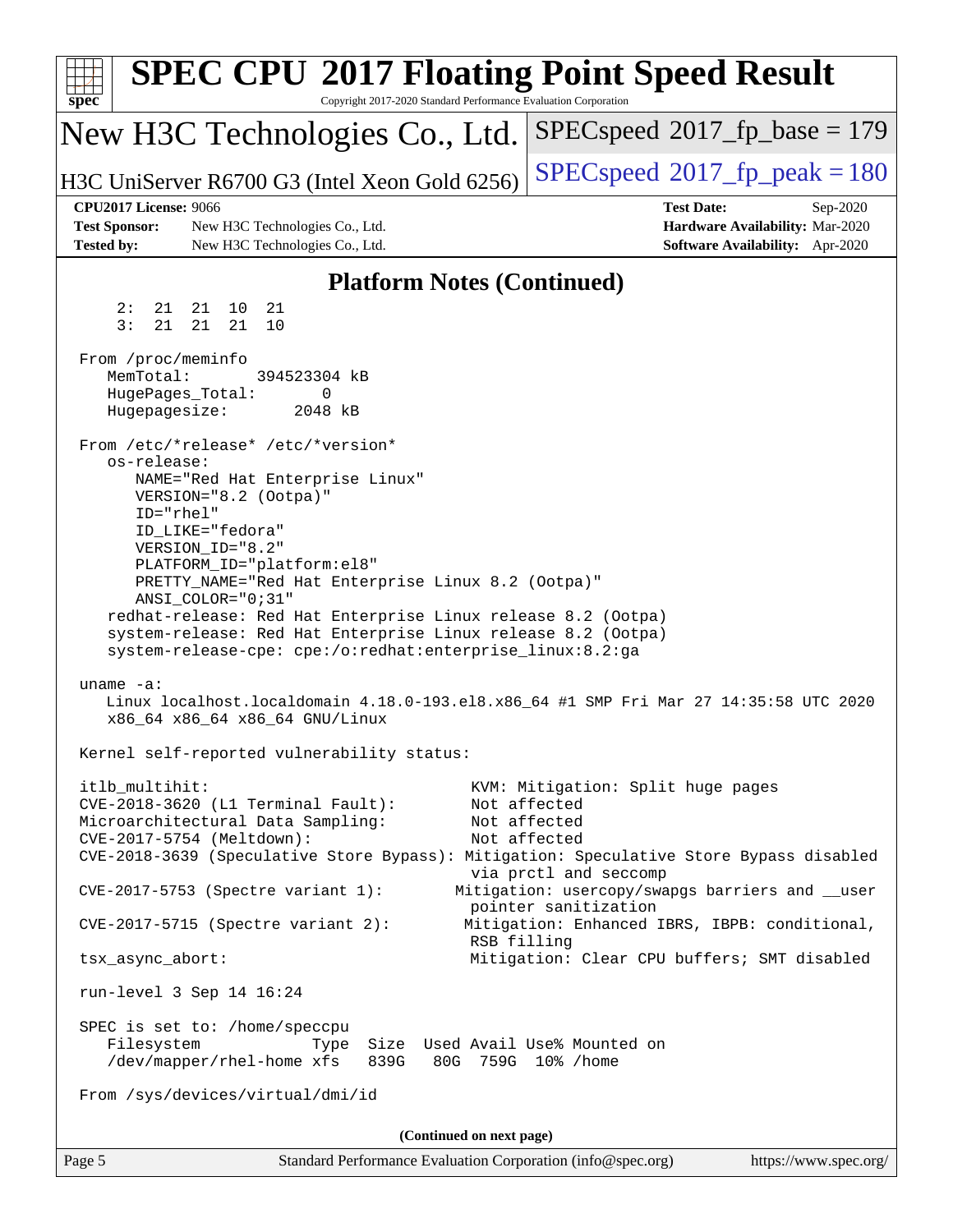# SPEC CPU 2017 Floating Point Speed Result

Copyright 2017-2020 Standard Performance Evaluation Corporation

New H3C Technologies Co., Ltd.

H3C UniServer R6700 G3 (Intel Xeon Gold 6256)

SPECspeed 2017_fp_base = 179

SPECspeed 2017_fp_peak = 180

**CPU2017 License:** 9066
**Test Sponsor:** New H3C Technologies Co., Ltd.
**Tested by:** New H3C Technologies Co., Ltd.

**Test Date:** Sep-2020
**Hardware Availability:** Mar-2020
**Software Availability:** Apr-2020

## Platform Notes (Continued)

```
     2:  21  21  10  21
     3:  21  21  21  10

 From /proc/meminfo
    MemTotal:       394523304 kB
    HugePages_Total:       0
    Hugepagesize:       2048 kB

 From /etc/*release* /etc/*version*
    os-release:
       NAME="Red Hat Enterprise Linux"
       VERSION="8.2 (Ootpa)"
       ID="rhel"
       ID_LIKE="fedora"
       VERSION_ID="8.2"
       PLATFORM_ID="platform:el8"
       PRETTY_NAME="Red Hat Enterprise Linux 8.2 (Ootpa)"
       ANSI_COLOR="0;31"
    redhat-release: Red Hat Enterprise Linux release 8.2 (Ootpa)
    system-release: Red Hat Enterprise Linux release 8.2 (Ootpa)
    system-release-cpe: cpe:/o:redhat:enterprise_linux:8.2:ga

 uname -a:
    Linux localhost.localdomain 4.18.0-193.el8.x86_64 #1 SMP Fri Mar 27 14:35:58 UTC 2020
    x86_64 x86_64 x86_64 GNU/Linux

 Kernel self-reported vulnerability status:

 itlb_multihit:                                         KVM: Mitigation: Split huge pages
 CVE-2018-3620 (L1 Terminal Fault):                     Not affected
 Microarchitectural Data Sampling:                      Not affected
 CVE-2017-5754 (Meltdown):                              Not affected
 CVE-2018-3639 (Speculative Store Bypass): Mitigation: Speculative Store Bypass disabled
                                                        via prctl and seccomp
 CVE-2017-5753 (Spectre variant 1):                   Mitigation: usercopy/swapgs barriers and __user
                                                        pointer sanitization
 CVE-2017-5715 (Spectre variant 2):                    Mitigation: Enhanced IBRS, IBPB: conditional,
                                                        RSB filling
 tsx_async_abort:                                       Mitigation: Clear CPU buffers; SMT disabled

 run-level 3 Sep 14 16:24

 SPEC is set to: /home/speccpu
    Filesystem            Type  Size  Used Avail Use% Mounted on
    /dev/mapper/rhel-home xfs   839G   80G  759G  10% /home

 From /sys/devices/virtual/dmi/id
```

(Continued on next page)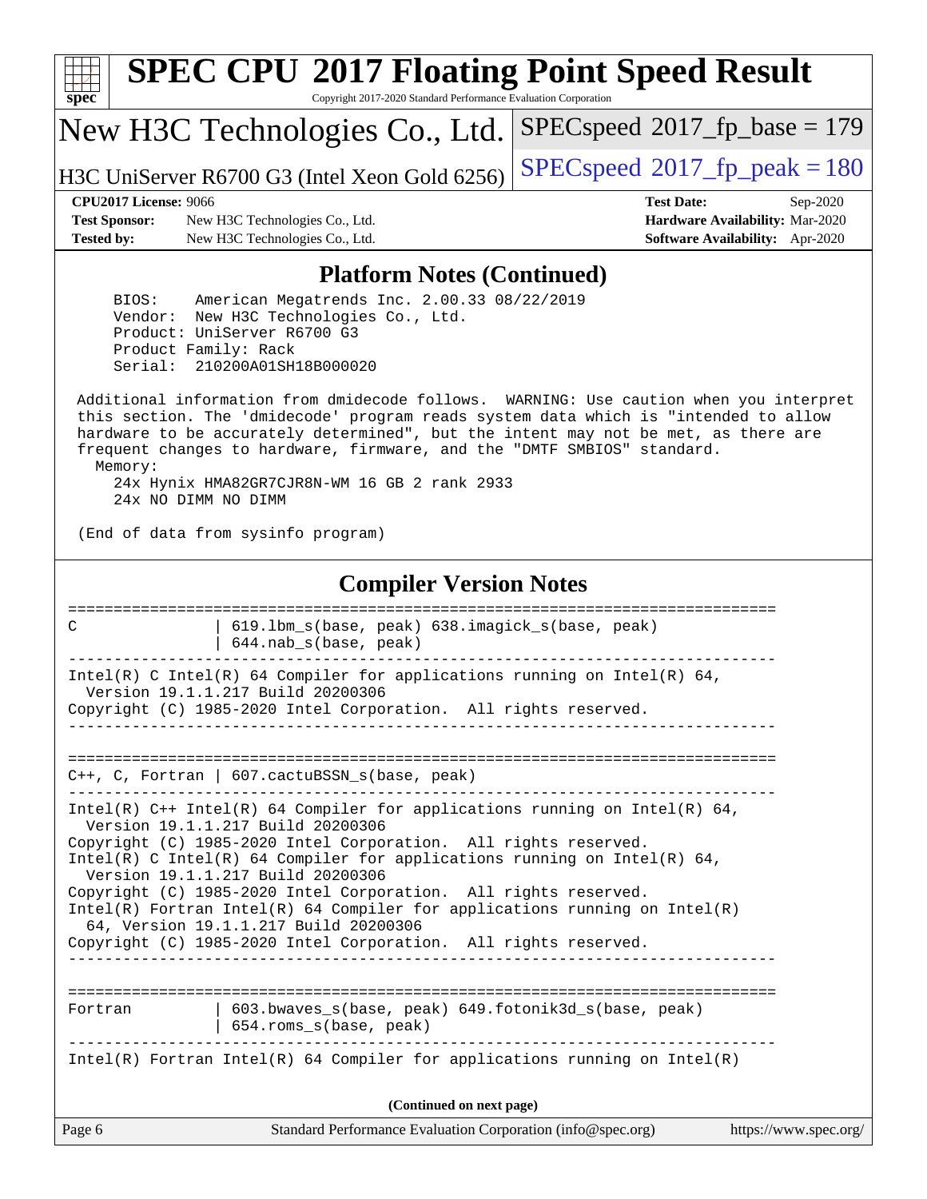## Platform Notes (Continued)

```
     BIOS:    American Megatrends Inc. 2.00.33 08/22/2019
     Vendor:  New H3C Technologies Co., Ltd.
     Product: UniServer R6700 G3
     Product Family: Rack
     Serial:  210200A01SH18B000020

 Additional information from dmidecode follows.  WARNING: Use caution when you interpret
 this section. The 'dmidecode' program reads system data which is "intended to allow
 hardware to be accurately determined", but the intent may not be met, as there are
 frequent changes to hardware, firmware, and the "DMTF SMBIOS" standard.
   Memory:
     24x Hynix HMA82GR7CJR8N-WM 16 GB 2 rank 2933
     24x NO DIMM NO DIMM

 (End of data from sysinfo program)
```

## Compiler Version Notes

```
==============================================================================
C               | 619.lbm_s(base, peak) 638.imagick_s(base, peak)
                | 644.nab_s(base, peak)
------------------------------------------------------------------------------
Intel(R) C Intel(R) 64 Compiler for applications running on Intel(R) 64,
  Version 19.1.1.217 Build 20200306
Copyright (C) 1985-2020 Intel Corporation.  All rights reserved.
------------------------------------------------------------------------------

==============================================================================
C++, C, Fortran | 607.cactuBSSN_s(base, peak)
------------------------------------------------------------------------------
Intel(R) C++ Intel(R) 64 Compiler for applications running on Intel(R) 64,
  Version 19.1.1.217 Build 20200306
Copyright (C) 1985-2020 Intel Corporation.  All rights reserved.
Intel(R) C Intel(R) 64 Compiler for applications running on Intel(R) 64,
  Version 19.1.1.217 Build 20200306
Copyright (C) 1985-2020 Intel Corporation.  All rights reserved.
Intel(R) Fortran Intel(R) 64 Compiler for applications running on Intel(R)
  64, Version 19.1.1.217 Build 20200306
Copyright (C) 1985-2020 Intel Corporation.  All rights reserved.
------------------------------------------------------------------------------

==============================================================================
Fortran         | 603.bwaves_s(base, peak) 649.fotonik3d_s(base, peak)
                | 654.roms_s(base, peak)
------------------------------------------------------------------------------
Intel(R) Fortran Intel(R) 64 Compiler for applications running on Intel(R)
```

**(Continued on next page)**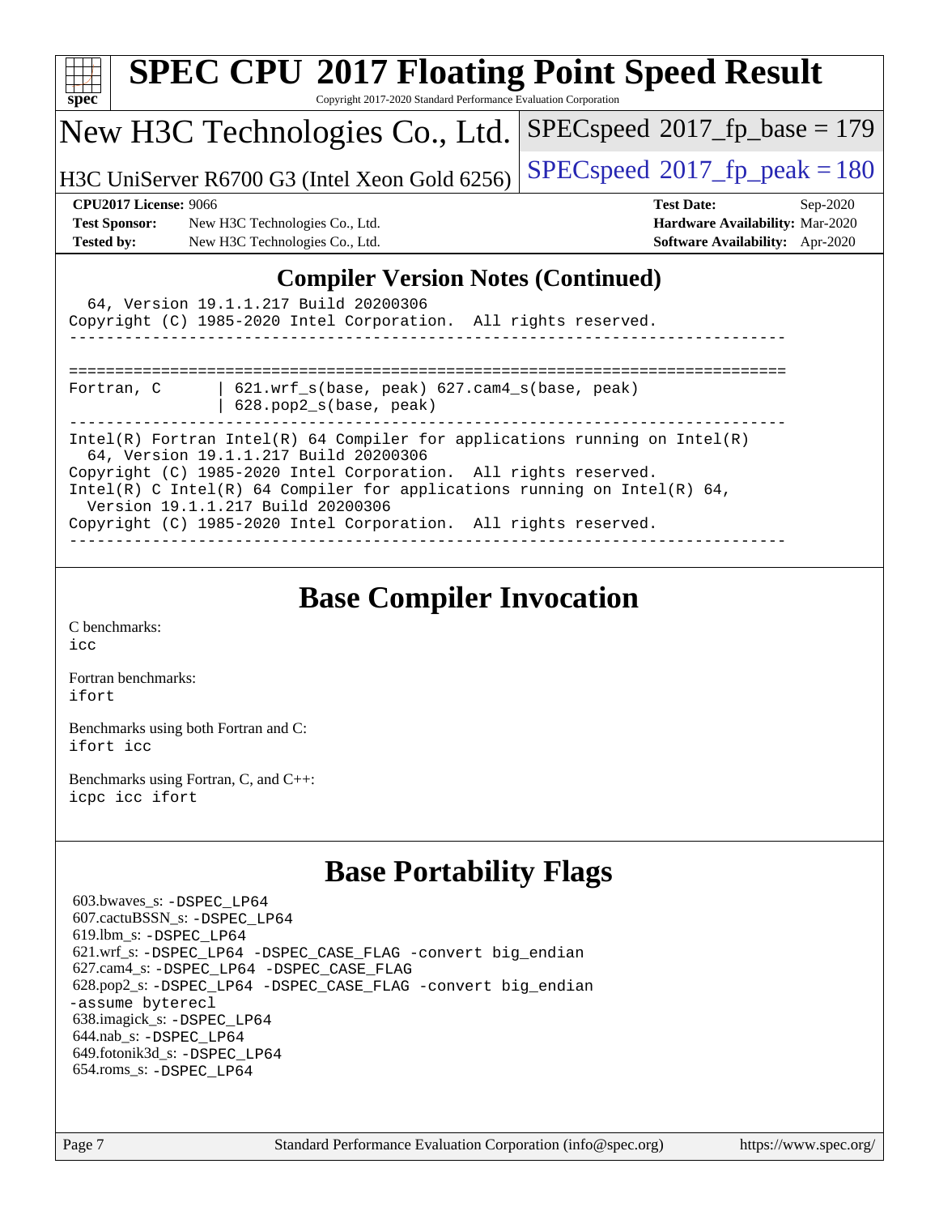# SPEC CPU 2017 Floating Point Speed Result

Copyright 2017-2020 Standard Performance Evaluation Corporation

## New H3C Technologies Co., Ltd.

H3C UniServer R6700 G3 (Intel Xeon Gold 6256)

SPECspeed 2017_fp_base = 179

SPECspeed 2017_fp_peak = 180

**CPU2017 License:** 9066
**Test Sponsor:** New H3C Technologies Co., Ltd.
**Tested by:** New H3C Technologies Co., Ltd.

**Test Date:** Sep-2020
**Hardware Availability:** Mar-2020
**Software Availability:** Apr-2020

## Compiler Version Notes (Continued)

```
  64, Version 19.1.1.217 Build 20200306
Copyright (C) 1985-2020 Intel Corporation.  All rights reserved.
------------------------------------------------------------------------------

==============================================================================
Fortran, C      | 621.wrf_s(base, peak) 627.cam4_s(base, peak)
                | 628.pop2_s(base, peak)
------------------------------------------------------------------------------
Intel(R) Fortran Intel(R) 64 Compiler for applications running on Intel(R)
  64, Version 19.1.1.217 Build 20200306
Copyright (C) 1985-2020 Intel Corporation.  All rights reserved.
Intel(R) C Intel(R) 64 Compiler for applications running on Intel(R) 64,
  Version 19.1.1.217 Build 20200306
Copyright (C) 1985-2020 Intel Corporation.  All rights reserved.
------------------------------------------------------------------------------
```

## Base Compiler Invocation

C benchmarks:
icc

Fortran benchmarks:
ifort

Benchmarks using both Fortran and C:
ifort icc

Benchmarks using Fortran, C, and C++:
icpc icc ifort

## Base Portability Flags

603.bwaves_s: -DSPEC_LP64
607.cactuBSSN_s: -DSPEC_LP64
619.lbm_s: -DSPEC_LP64
621.wrf_s: -DSPEC_LP64 -DSPEC_CASE_FLAG -convert big_endian
627.cam4_s: -DSPEC_LP64 -DSPEC_CASE_FLAG
628.pop2_s: -DSPEC_LP64 -DSPEC_CASE_FLAG -convert big_endian -assume byterecl
638.imagick_s: -DSPEC_LP64
644.nab_s: -DSPEC_LP64
649.fotonik3d_s: -DSPEC_LP64
654.roms_s: -DSPEC_LP64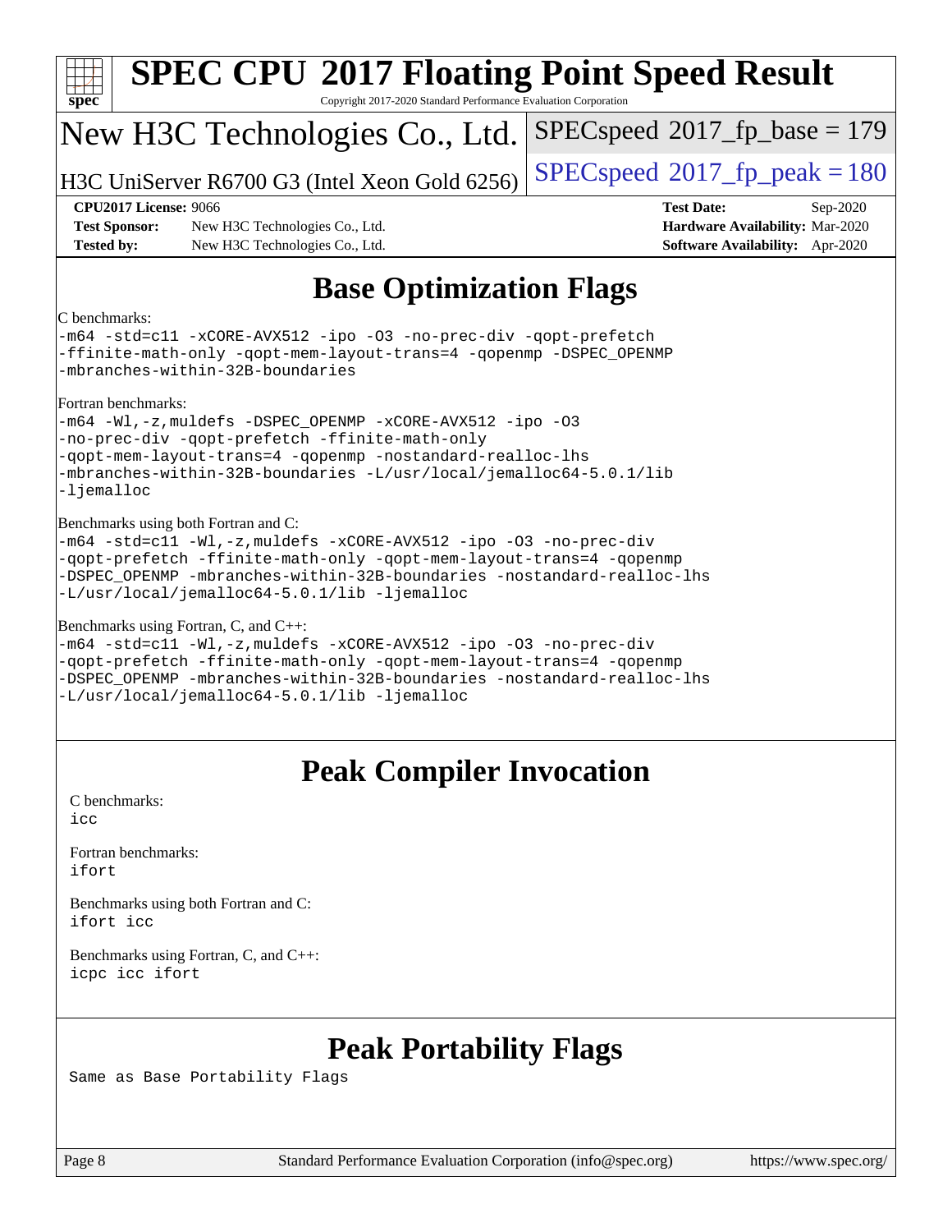# SPEC CPU 2017 Floating Point Speed Result

Copyright 2017-2020 Standard Performance Evaluation Corporation

## New H3C Technologies Co., Ltd.

H3C UniServer R6700 G3 (Intel Xeon Gold 6256)

SPECspeed 2017_fp_base = 179

SPECspeed 2017_fp_peak = 180

**CPU2017 License:** 9066
**Test Sponsor:** New H3C Technologies Co., Ltd.
**Tested by:** New H3C Technologies Co., Ltd.
**Test Date:** Sep-2020
**Hardware Availability:** Mar-2020
**Software Availability:** Apr-2020

## Base Optimization Flags

C benchmarks:

```
-m64 -std=c11 -xCORE-AVX512 -ipo -O3 -no-prec-div -qopt-prefetch
-ffinite-math-only -qopt-mem-layout-trans=4 -qopenmp -DSPEC_OPENMP
-mbranches-within-32B-boundaries
```

Fortran benchmarks:

```
-m64 -Wl,-z,muldefs -DSPEC_OPENMP -xCORE-AVX512 -ipo -O3
-no-prec-div -qopt-prefetch -ffinite-math-only
-qopt-mem-layout-trans=4 -qopenmp -nostandard-realloc-lhs
-mbranches-within-32B-boundaries -L/usr/local/jemalloc64-5.0.1/lib
-ljemalloc
```

Benchmarks using both Fortran and C:

```
-m64 -std=c11 -Wl,-z,muldefs -xCORE-AVX512 -ipo -O3 -no-prec-div
-qopt-prefetch -ffinite-math-only -qopt-mem-layout-trans=4 -qopenmp
-DSPEC_OPENMP -mbranches-within-32B-boundaries -nostandard-realloc-lhs
-L/usr/local/jemalloc64-5.0.1/lib -ljemalloc
```

Benchmarks using Fortran, C, and C++:

```
-m64 -std=c11 -Wl,-z,muldefs -xCORE-AVX512 -ipo -O3 -no-prec-div
-qopt-prefetch -ffinite-math-only -qopt-mem-layout-trans=4 -qopenmp
-DSPEC_OPENMP -mbranches-within-32B-boundaries -nostandard-realloc-lhs
-L/usr/local/jemalloc64-5.0.1/lib -ljemalloc
```

## Peak Compiler Invocation

C benchmarks:

```
icc
```

Fortran benchmarks:

```
ifort
```

Benchmarks using both Fortran and C:

```
ifort icc
```

Benchmarks using Fortran, C, and C++:

```
icpc icc ifort
```

## Peak Portability Flags

Same as Base Portability Flags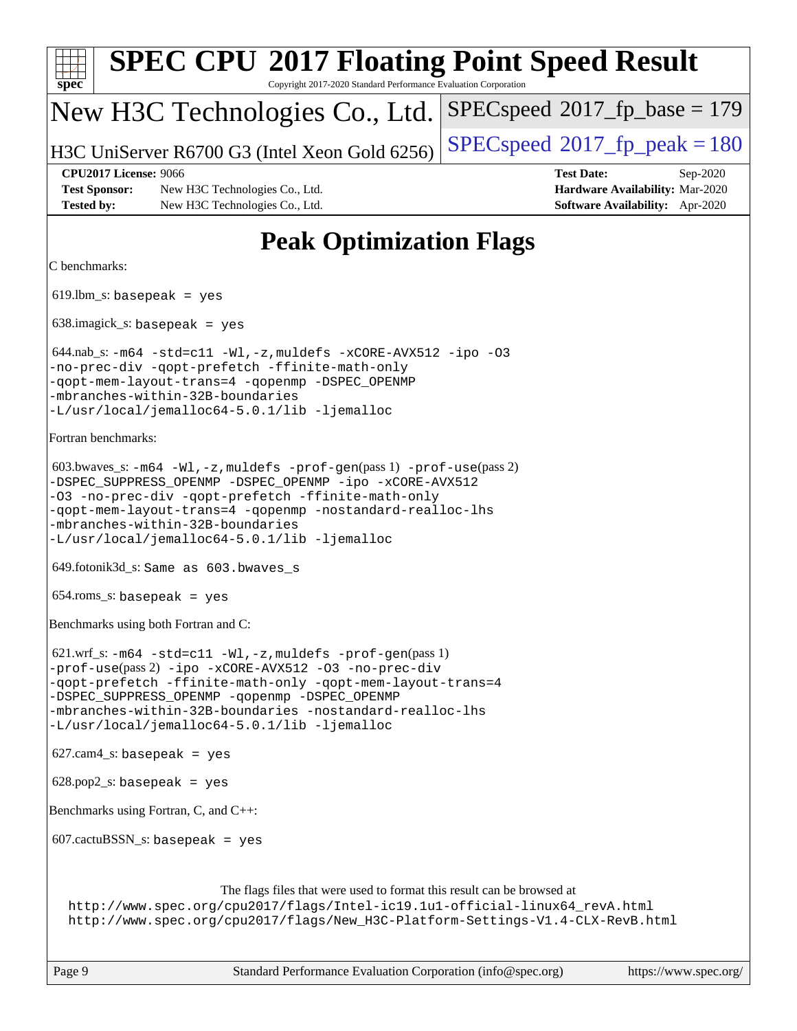# Peak Optimization Flags

C benchmarks:

619.lbm_s: `basepeak = yes`

638.imagick_s: `basepeak = yes`

644.nab_s: `-m64 -std=c11 -Wl,-z,muldefs -xCORE-AVX512 -ipo -O3 -no-prec-div -qopt-prefetch -ffinite-math-only -qopt-mem-layout-trans=4 -qopenmp -DSPEC_OPENMP -mbranches-within-32B-boundaries -L/usr/local/jemalloc64-5.0.1/lib -ljemalloc`

Fortran benchmarks:

603.bwaves_s: `-m64 -Wl,-z,muldefs -prof-gen`(pass 1) `-prof-use`(pass 2) `-DSPEC_SUPPRESS_OPENMP -DSPEC_OPENMP -ipo -xCORE-AVX512 -O3 -no-prec-div -qopt-prefetch -ffinite-math-only -qopt-mem-layout-trans=4 -qopenmp -nostandard-realloc-lhs -mbranches-within-32B-boundaries -L/usr/local/jemalloc64-5.0.1/lib -ljemalloc`

649.fotonik3d_s: `Same as 603.bwaves_s`

654.roms_s: `basepeak = yes`

Benchmarks using both Fortran and C:

621.wrf_s: `-m64 -std=c11 -Wl,-z,muldefs -prof-gen`(pass 1) `-prof-use`(pass 2) `-ipo -xCORE-AVX512 -O3 -no-prec-div -qopt-prefetch -ffinite-math-only -qopt-mem-layout-trans=4 -DSPEC_SUPPRESS_OPENMP -qopenmp -DSPEC_OPENMP -mbranches-within-32B-boundaries -nostandard-realloc-lhs -L/usr/local/jemalloc64-5.0.1/lib -ljemalloc`

627.cam4_s: `basepeak = yes`

628.pop2_s: `basepeak = yes`

Benchmarks using Fortran, C, and C++:

607.cactuBSSN_s: `basepeak = yes`

The flags files that were used to format this result can be browsed at
http://www.spec.org/cpu2017/flags/Intel-ic19.1u1-official-linux64_revA.html
http://www.spec.org/cpu2017/flags/New_H3C-Platform-Settings-V1.4-CLX-RevB.html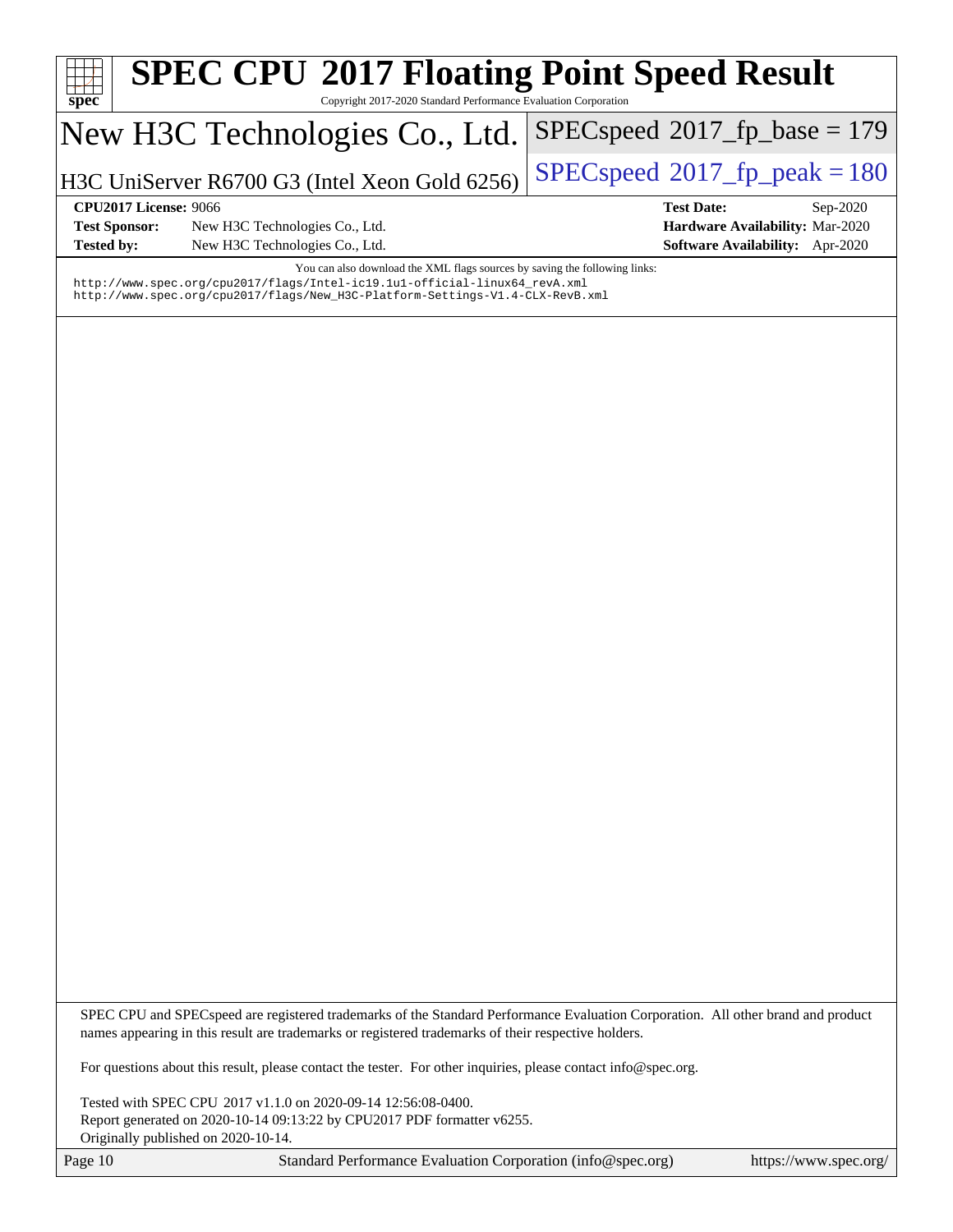# SPEC CPU 2017 Floating Point Speed Result

Copyright 2017-2020 Standard Performance Evaluation Corporation

## New H3C Technologies Co., Ltd.

**SPECspeed 2017_fp_base = 179**

H3C UniServer R6700 G3 (Intel Xeon Gold 6256)

**SPECspeed 2017_fp_peak = 180**

**CPU2017 License:** 9066
**Test Sponsor:** New H3C Technologies Co., Ltd.
**Tested by:** New H3C Technologies Co., Ltd.

**Test Date:** Sep-2020
**Hardware Availability:** Mar-2020
**Software Availability:** Apr-2020

You can also download the XML flags sources by saving the following links:

http://www.spec.org/cpu2017/flags/Intel-ic19.1u1-official-linux64_revA.xml
http://www.spec.org/cpu2017/flags/New_H3C-Platform-Settings-V1.4-CLX-RevB.xml

SPEC CPU and SPECspeed are registered trademarks of the Standard Performance Evaluation Corporation. All other brand and product names appearing in this result are trademarks or registered trademarks of their respective holders.

For questions about this result, please contact the tester. For other inquiries, please contact info@spec.org.

Tested with SPEC CPU 2017 v1.1.0 on 2020-09-14 12:56:08-0400.
Report generated on 2020-10-14 09:13:22 by CPU2017 PDF formatter v6255.
Originally published on 2020-10-14.